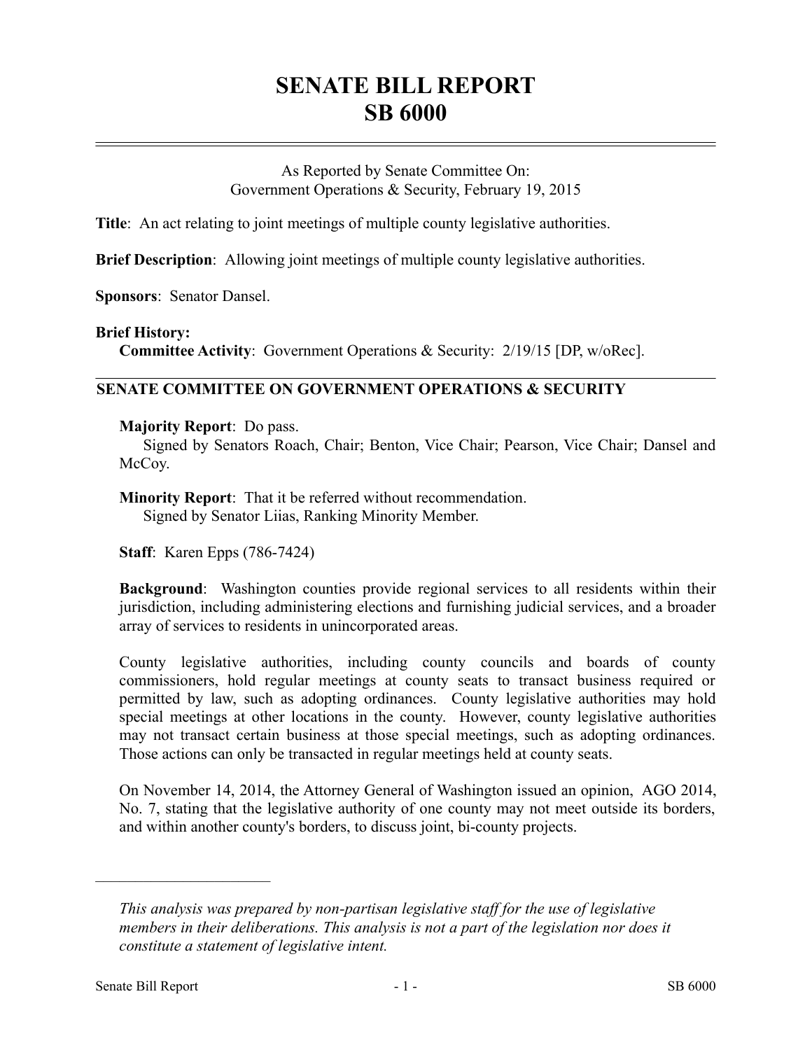# SENATE BILL REPORT
# SB 6000

As Reported by Senate Committee On:
Government Operations & Security, February 19, 2015

**Title**: An act relating to joint meetings of multiple county legislative authorities.

**Brief Description**: Allowing joint meetings of multiple county legislative authorities.

**Sponsors**: Senator Dansel.

**Brief History:**
**Committee Activity**: Government Operations & Security: 2/19/15 [DP, w/oRec].

## SENATE COMMITTEE ON GOVERNMENT OPERATIONS & SECURITY

**Majority Report**: Do pass.
Signed by Senators Roach, Chair; Benton, Vice Chair; Pearson, Vice Chair; Dansel and McCoy.

**Minority Report**: That it be referred without recommendation.
Signed by Senator Liias, Ranking Minority Member.

**Staff**: Karen Epps (786-7424)

**Background**: Washington counties provide regional services to all residents within their jurisdiction, including administering elections and furnishing judicial services, and a broader array of services to residents in unincorporated areas.

County legislative authorities, including county councils and boards of county commissioners, hold regular meetings at county seats to transact business required or permitted by law, such as adopting ordinances. County legislative authorities may hold special meetings at other locations in the county. However, county legislative authorities may not transact certain business at those special meetings, such as adopting ordinances. Those actions can only be transacted in regular meetings held at county seats.

On November 14, 2014, the Attorney General of Washington issued an opinion, AGO 2014, No. 7, stating that the legislative authority of one county may not meet outside its borders, and within another county's borders, to discuss joint, bi-county projects.

---

*This analysis was prepared by non-partisan legislative staff for the use of legislative members in their deliberations. This analysis is not a part of the legislation nor does it constitute a statement of legislative intent.*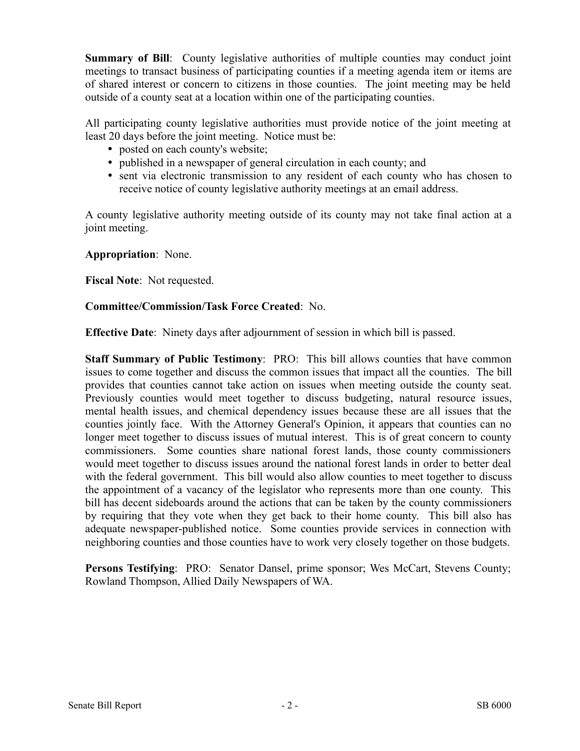**Summary of Bill**: County legislative authorities of multiple counties may conduct joint meetings to transact business of participating counties if a meeting agenda item or items are of shared interest or concern to citizens in those counties. The joint meeting may be held outside of a county seat at a location within one of the participating counties.

All participating county legislative authorities must provide notice of the joint meeting at least 20 days before the joint meeting. Notice must be:

- posted on each county's website;
- published in a newspaper of general circulation in each county; and
- sent via electronic transmission to any resident of each county who has chosen to receive notice of county legislative authority meetings at an email address.

A county legislative authority meeting outside of its county may not take final action at a joint meeting.

**Appropriation**: None.

**Fiscal Note**: Not requested.

**Committee/Commission/Task Force Created**: No.

**Effective Date**: Ninety days after adjournment of session in which bill is passed.

**Staff Summary of Public Testimony**: PRO: This bill allows counties that have common issues to come together and discuss the common issues that impact all the counties. The bill provides that counties cannot take action on issues when meeting outside the county seat. Previously counties would meet together to discuss budgeting, natural resource issues, mental health issues, and chemical dependency issues because these are all issues that the counties jointly face. With the Attorney General's Opinion, it appears that counties can no longer meet together to discuss issues of mutual interest. This is of great concern to county commissioners. Some counties share national forest lands, those county commissioners would meet together to discuss issues around the national forest lands in order to better deal with the federal government. This bill would also allow counties to meet together to discuss the appointment of a vacancy of the legislator who represents more than one county. This bill has decent sideboards around the actions that can be taken by the county commissioners by requiring that they vote when they get back to their home county. This bill also has adequate newspaper-published notice. Some counties provide services in connection with neighboring counties and those counties have to work very closely together on those budgets.

**Persons Testifying**: PRO: Senator Dansel, prime sponsor; Wes McCart, Stevens County; Rowland Thompson, Allied Daily Newspapers of WA.